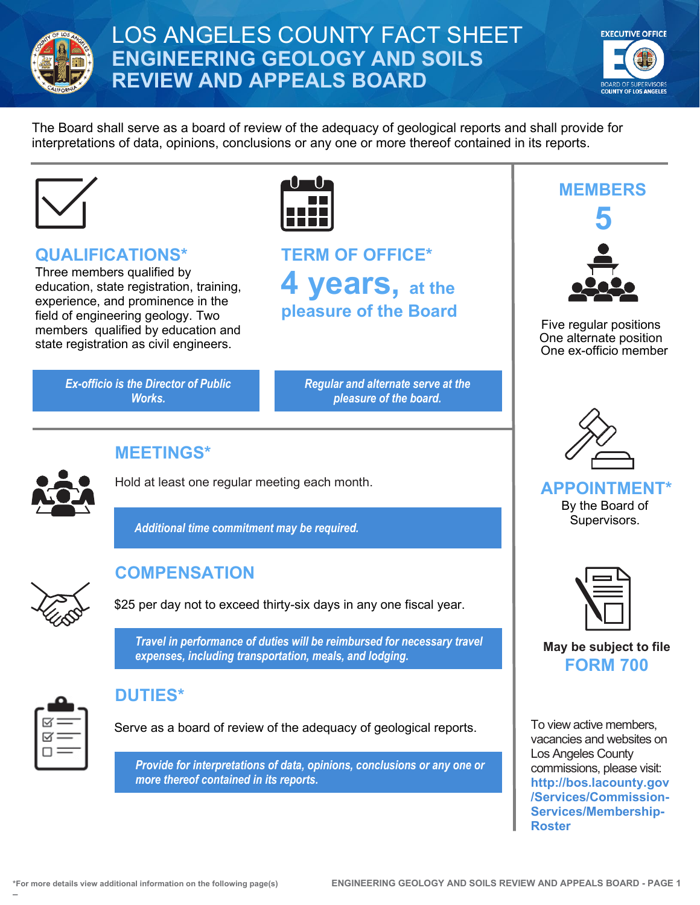# LOS ANGELES COUNTY FACT SHEET

## ENGINEERING GEOLOGY AND SOILS REVIEW AND APPEALS BOARD

The Board shall serve as a board of review of the adequacy of geological reports and shall provide for interpretations of data, opinions, conclusions or any one or more thereof contained in its reports.

### QUALIFICATIONS*

Three members qualified by education, state registration, training, experience, and prominence in the field of engineering geology. Two members qualified by education and state registration as civil engineers.

*Ex-officio is the Director of Public Works.*

### TERM OF OFFICE*

**4 years, at the pleasure of the Board**

*Regular and alternate serve at the pleasure of the board.*

### MEMBERS

**5**

Five regular positions
One alternate position
One ex-officio member

### MEETINGS*

Hold at least one regular meeting each month.

*Additional time commitment may be required.*

### COMPENSATION

$25 per day not to exceed thirty-six days in any one fiscal year.

*Travel in performance of duties will be reimbursed for necessary travel expenses, including transportation, meals, and lodging.*

### DUTIES*

Serve as a board of review of the adequacy of geological reports.

*Provide for interpretations of data, opinions, conclusions or any one or more thereof contained in its reports.*

### APPOINTMENT*

By the Board of Supervisors.

**May be subject to file FORM 700**

To view active members, vacancies and websites on Los Angeles County commissions, please visit: **http://bos.lacounty.gov/Services/Commission-Services/Membership-Roster**

*For more details view additional information on the following page(s)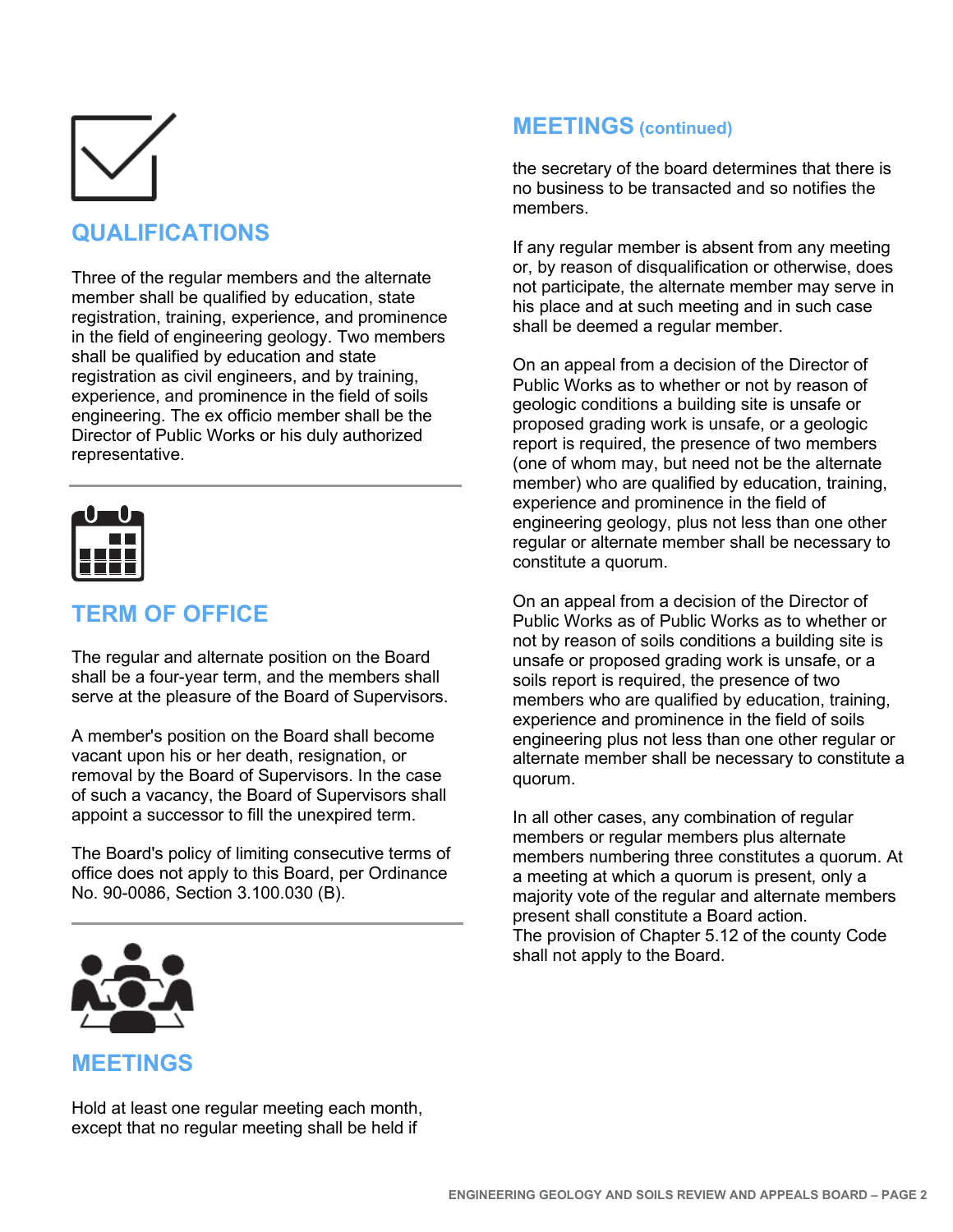## QUALIFICATIONS

Three of the regular members and the alternate member shall be qualified by education, state registration, training, experience, and prominence in the field of engineering geology. Two members shall be qualified by education and state registration as civil engineers, and by training, experience, and prominence in the field of soils engineering. The ex officio member shall be the Director of Public Works or his duly authorized representative.

## TERM OF OFFICE

The regular and alternate position on the Board shall be a four-year term, and the members shall serve at the pleasure of the Board of Supervisors.

A member's position on the Board shall become vacant upon his or her death, resignation, or removal by the Board of Supervisors. In the case of such a vacancy, the Board of Supervisors shall appoint a successor to fill the unexpired term.

The Board's policy of limiting consecutive terms of office does not apply to this Board, per Ordinance No. 90-0086, Section 3.100.030 (B).

## MEETINGS

Hold at least one regular meeting each month, except that no regular meeting shall be held if the secretary of the board determines that there is no business to be transacted and so notifies the members.

If any regular member is absent from any meeting or, by reason of disqualification or otherwise, does not participate, the alternate member may serve in his place and at such meeting and in such case shall be deemed a regular member.

On an appeal from a decision of the Director of Public Works as to whether or not by reason of geologic conditions a building site is unsafe or proposed grading work is unsafe, or a geologic report is required, the presence of two members (one of whom may, but need not be the alternate member) who are qualified by education, training, experience and prominence in the field of engineering geology, plus not less than one other regular or alternate member shall be necessary to constitute a quorum.

On an appeal from a decision of the Director of Public Works as of Public Works as to whether or not by reason of soils conditions a building site is unsafe or proposed grading work is unsafe, or a soils report is required, the presence of two members who are qualified by education, training, experience and prominence in the field of soils engineering plus not less than one other regular or alternate member shall be necessary to constitute a quorum.

In all other cases, any combination of regular members or regular members plus alternate members numbering three constitutes a quorum. At a meeting at which a quorum is present, only a majority vote of the regular and alternate members present shall constitute a Board action.
The provision of Chapter 5.12 of the county Code shall not apply to the Board.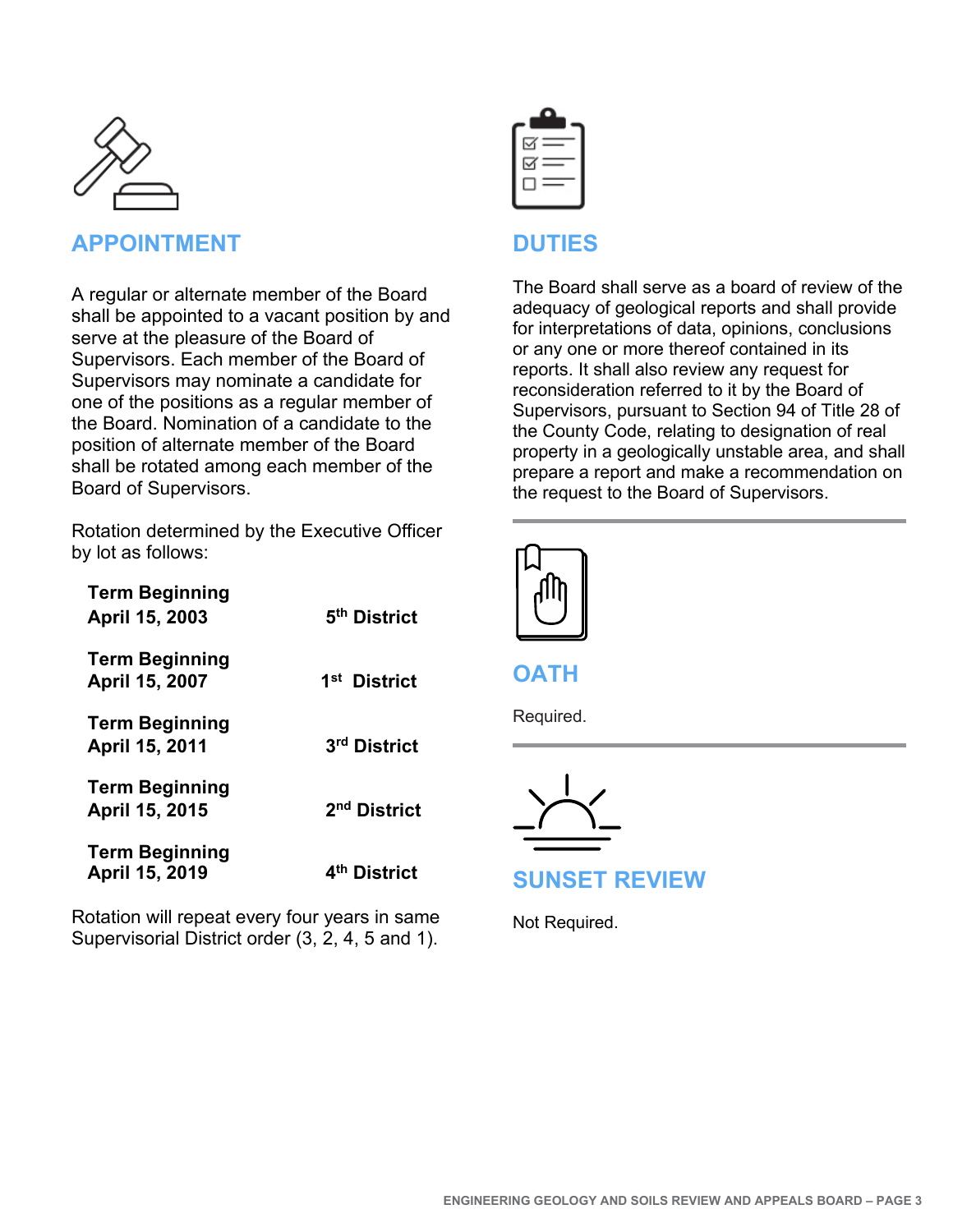## APPOINTMENT

A regular or alternate member of the Board shall be appointed to a vacant position by and serve at the pleasure of the Board of Supervisors. Each member of the Board of Supervisors may nominate a candidate for one of the positions as a regular member of the Board. Nomination of a candidate to the position of alternate member of the Board shall be rotated among each member of the Board of Supervisors.

Rotation determined by the Executive Officer by lot as follows:

| Term Beginning | District |
|---|---|
| **Term Beginning April 15, 2003** | **5th District** |
| **Term Beginning April 15, 2007** | **1st District** |
| **Term Beginning April 15, 2011** | **3rd District** |
| **Term Beginning April 15, 2015** | **2nd District** |
| **Term Beginning April 15, 2019** | **4th District** |

Rotation will repeat every four years in same Supervisorial District order (3, 2, 4, 5 and 1).

## DUTIES

The Board shall serve as a board of review of the adequacy of geological reports and shall provide for interpretations of data, opinions, conclusions or any one or more thereof contained in its reports. It shall also review any request for reconsideration referred to it by the Board of Supervisors, pursuant to Section 94 of Title 28 of the County Code, relating to designation of real property in a geologically unstable area, and shall prepare a report and make a recommendation on the request to the Board of Supervisors.

## OATH

Required.

## SUNSET REVIEW

Not Required.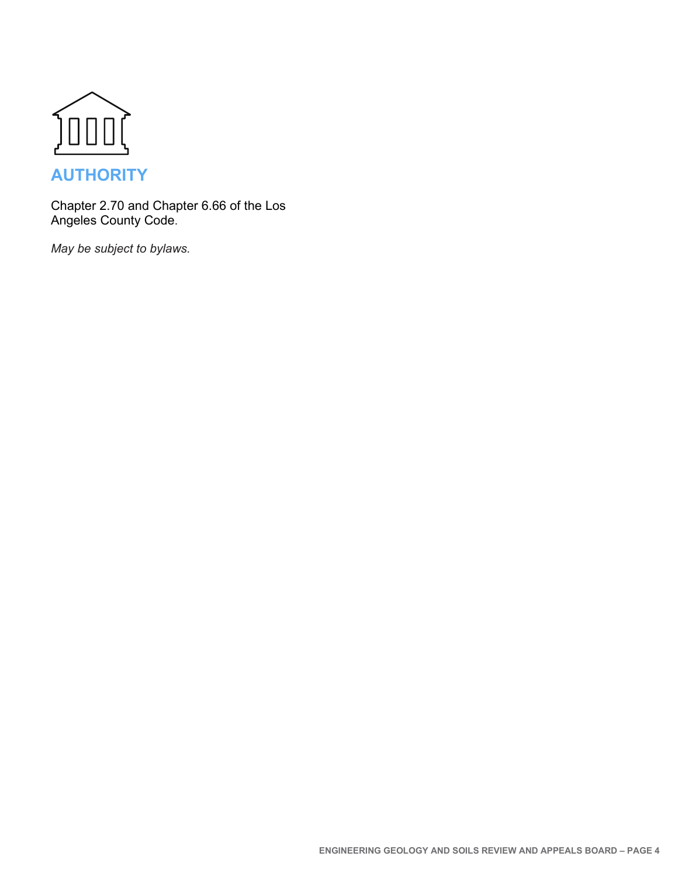## AUTHORITY

Chapter 2.70 and Chapter 6.66 of the Los Angeles County Code.

*May be subject to bylaws.*